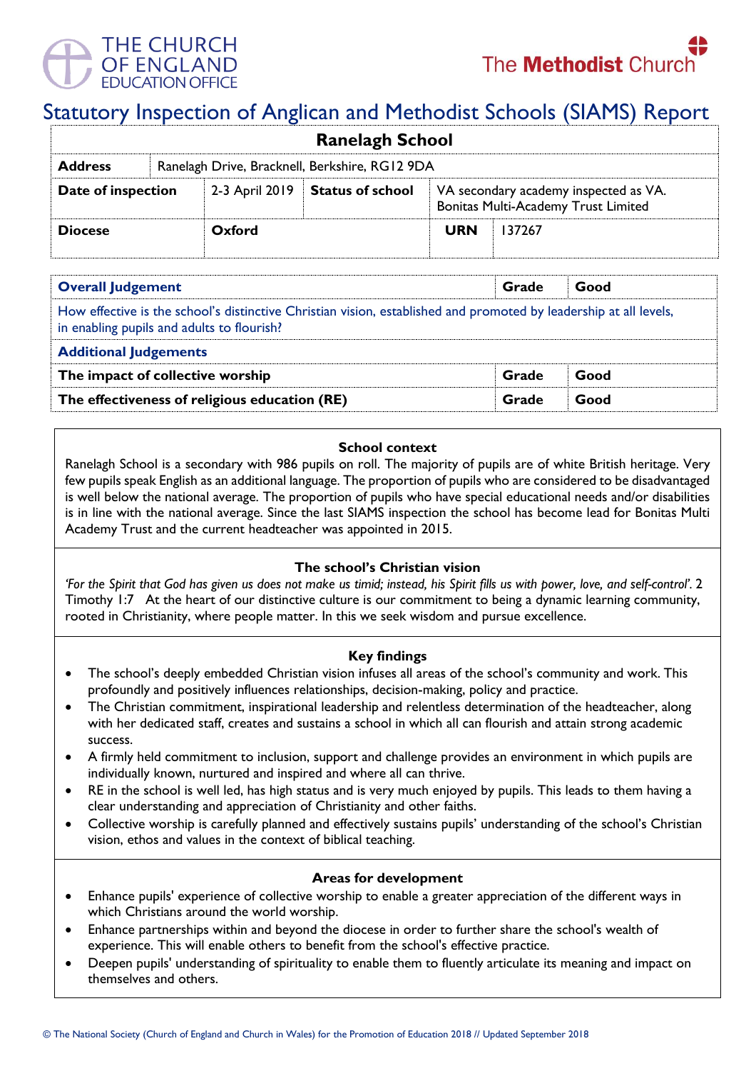THE CHURCH OF ENGLAND EDUCATION OFFICE

The Methodist Church

# Statutory Inspection of Anglican and Methodist Schools (SIAMS) Report

| Ranelagh School | | | | | |
|---|---|---|---|---|---|
| **Address** | Ranelagh Drive, Bracknell, Berkshire, RG12 9DA | | | | |
| **Date of inspection** | 2-3 April 2019 | **Status of school** | VA secondary academy inspected as VA. Bonitas Multi-Academy Trust Limited | | |
| **Diocese** | **Oxford** | | | **URN** | 137267 |

| **Overall Judgement** | **Grade** | **Good** |
|---|---|---|
| How effective is the school's distinctive Christian vision, established and promoted by leadership at all levels, in enabling pupils and adults to flourish? | | |
| **Additional Judgements** | | |
| **The impact of collective worship** | **Grade** | **Good** |
| **The effectiveness of religious education (RE)** | **Grade** | **Good** |

### School context

Ranelagh School is a secondary with 986 pupils on roll. The majority of pupils are of white British heritage. Very few pupils speak English as an additional language. The proportion of pupils who are considered to be disadvantaged is well below the national average. The proportion of pupils who have special educational needs and/or disabilities is in line with the national average. Since the last SIAMS inspection the school has become lead for Bonitas Multi Academy Trust and the current headteacher was appointed in 2015.

### The school's Christian vision

*'For the Spirit that God has given us does not make us timid; instead, his Spirit fills us with power, love, and self-control'.* 2 Timothy 1:7 At the heart of our distinctive culture is our commitment to being a dynamic learning community, rooted in Christianity, where people matter. In this we seek wisdom and pursue excellence.

### Key findings

- The school's deeply embedded Christian vision infuses all areas of the school's community and work. This profoundly and positively influences relationships, decision-making, policy and practice.
- The Christian commitment, inspirational leadership and relentless determination of the headteacher, along with her dedicated staff, creates and sustains a school in which all can flourish and attain strong academic success.
- A firmly held commitment to inclusion, support and challenge provides an environment in which pupils are individually known, nurtured and inspired and where all can thrive.
- RE in the school is well led, has high status and is very much enjoyed by pupils. This leads to them having a clear understanding and appreciation of Christianity and other faiths.
- Collective worship is carefully planned and effectively sustains pupils' understanding of the school's Christian vision, ethos and values in the context of biblical teaching.

### Areas for development

- Enhance pupils' experience of collective worship to enable a greater appreciation of the different ways in which Christians around the world worship.
- Enhance partnerships within and beyond the diocese in order to further share the school's wealth of experience. This will enable others to benefit from the school's effective practice.
- Deepen pupils' understanding of spirituality to enable them to fluently articulate its meaning and impact on themselves and others.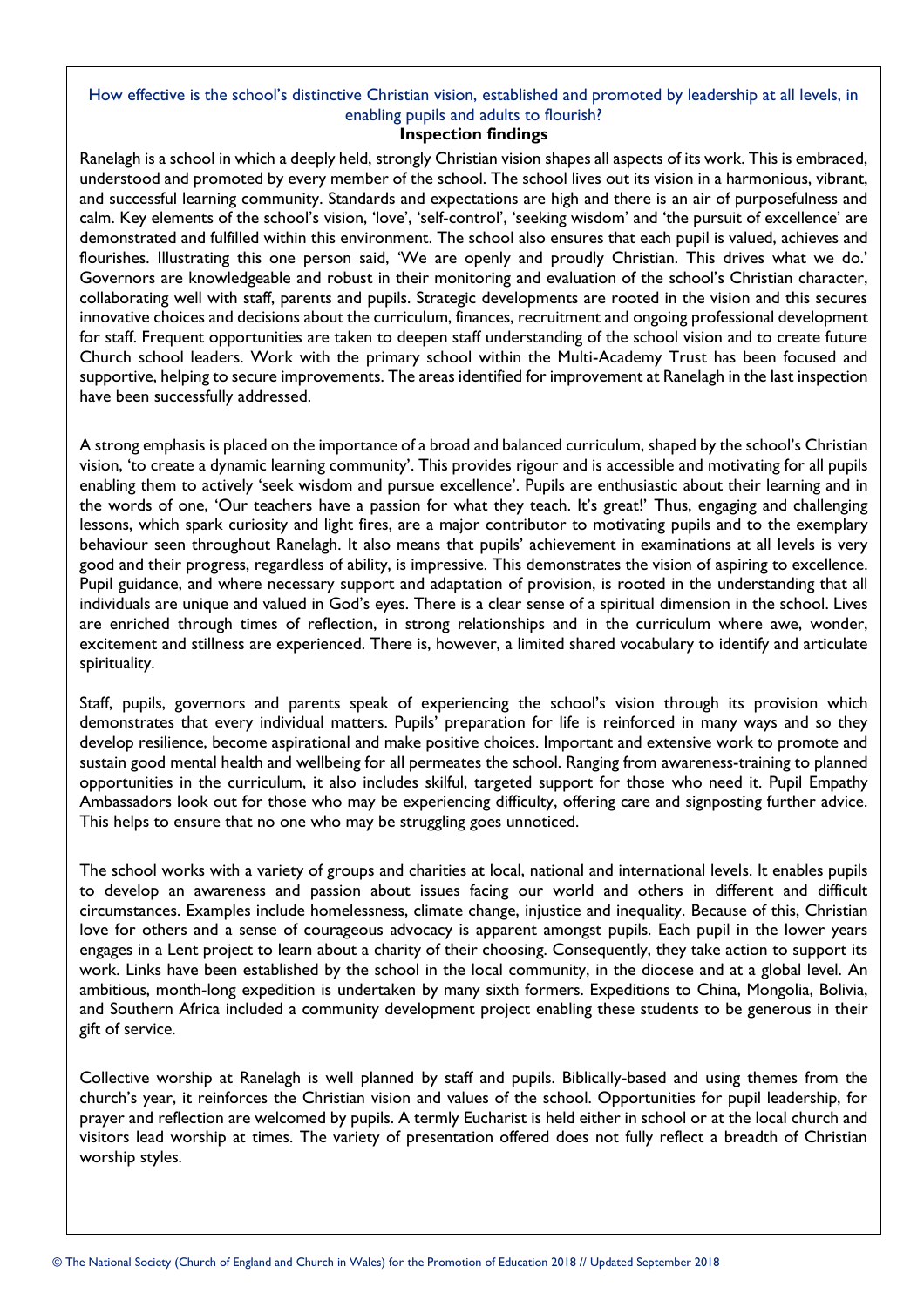## How effective is the school's distinctive Christian vision, established and promoted by leadership at all levels, in enabling pupils and adults to flourish?

**Inspection findings**

Ranelagh is a school in which a deeply held, strongly Christian vision shapes all aspects of its work. This is embraced, understood and promoted by every member of the school. The school lives out its vision in a harmonious, vibrant, and successful learning community. Standards and expectations are high and there is an air of purposefulness and calm. Key elements of the school's vision, 'love', 'self-control', 'seeking wisdom' and 'the pursuit of excellence' are demonstrated and fulfilled within this environment. The school also ensures that each pupil is valued, achieves and flourishes. Illustrating this one person said, 'We are openly and proudly Christian. This drives what we do.' Governors are knowledgeable and robust in their monitoring and evaluation of the school's Christian character, collaborating well with staff, parents and pupils. Strategic developments are rooted in the vision and this secures innovative choices and decisions about the curriculum, finances, recruitment and ongoing professional development for staff. Frequent opportunities are taken to deepen staff understanding of the school vision and to create future Church school leaders. Work with the primary school within the Multi-Academy Trust has been focused and supportive, helping to secure improvements. The areas identified for improvement at Ranelagh in the last inspection have been successfully addressed.

A strong emphasis is placed on the importance of a broad and balanced curriculum, shaped by the school's Christian vision, 'to create a dynamic learning community'. This provides rigour and is accessible and motivating for all pupils enabling them to actively 'seek wisdom and pursue excellence'. Pupils are enthusiastic about their learning and in the words of one, 'Our teachers have a passion for what they teach. It's great!' Thus, engaging and challenging lessons, which spark curiosity and light fires, are a major contributor to motivating pupils and to the exemplary behaviour seen throughout Ranelagh. It also means that pupils' achievement in examinations at all levels is very good and their progress, regardless of ability, is impressive. This demonstrates the vision of aspiring to excellence. Pupil guidance, and where necessary support and adaptation of provision, is rooted in the understanding that all individuals are unique and valued in God's eyes. There is a clear sense of a spiritual dimension in the school. Lives are enriched through times of reflection, in strong relationships and in the curriculum where awe, wonder, excitement and stillness are experienced. There is, however, a limited shared vocabulary to identify and articulate spirituality.

Staff, pupils, governors and parents speak of experiencing the school's vision through its provision which demonstrates that every individual matters. Pupils' preparation for life is reinforced in many ways and so they develop resilience, become aspirational and make positive choices. Important and extensive work to promote and sustain good mental health and wellbeing for all permeates the school. Ranging from awareness-training to planned opportunities in the curriculum, it also includes skilful, targeted support for those who need it. Pupil Empathy Ambassadors look out for those who may be experiencing difficulty, offering care and signposting further advice. This helps to ensure that no one who may be struggling goes unnoticed.

The school works with a variety of groups and charities at local, national and international levels. It enables pupils to develop an awareness and passion about issues facing our world and others in different and difficult circumstances. Examples include homelessness, climate change, injustice and inequality. Because of this, Christian love for others and a sense of courageous advocacy is apparent amongst pupils. Each pupil in the lower years engages in a Lent project to learn about a charity of their choosing. Consequently, they take action to support its work. Links have been established by the school in the local community, in the diocese and at a global level. An ambitious, month-long expedition is undertaken by many sixth formers. Expeditions to China, Mongolia, Bolivia, and Southern Africa included a community development project enabling these students to be generous in their gift of service.

Collective worship at Ranelagh is well planned by staff and pupils. Biblically-based and using themes from the church's year, it reinforces the Christian vision and values of the school. Opportunities for pupil leadership, for prayer and reflection are welcomed by pupils. A termly Eucharist is held either in school or at the local church and visitors lead worship at times. The variety of presentation offered does not fully reflect a breadth of Christian worship styles.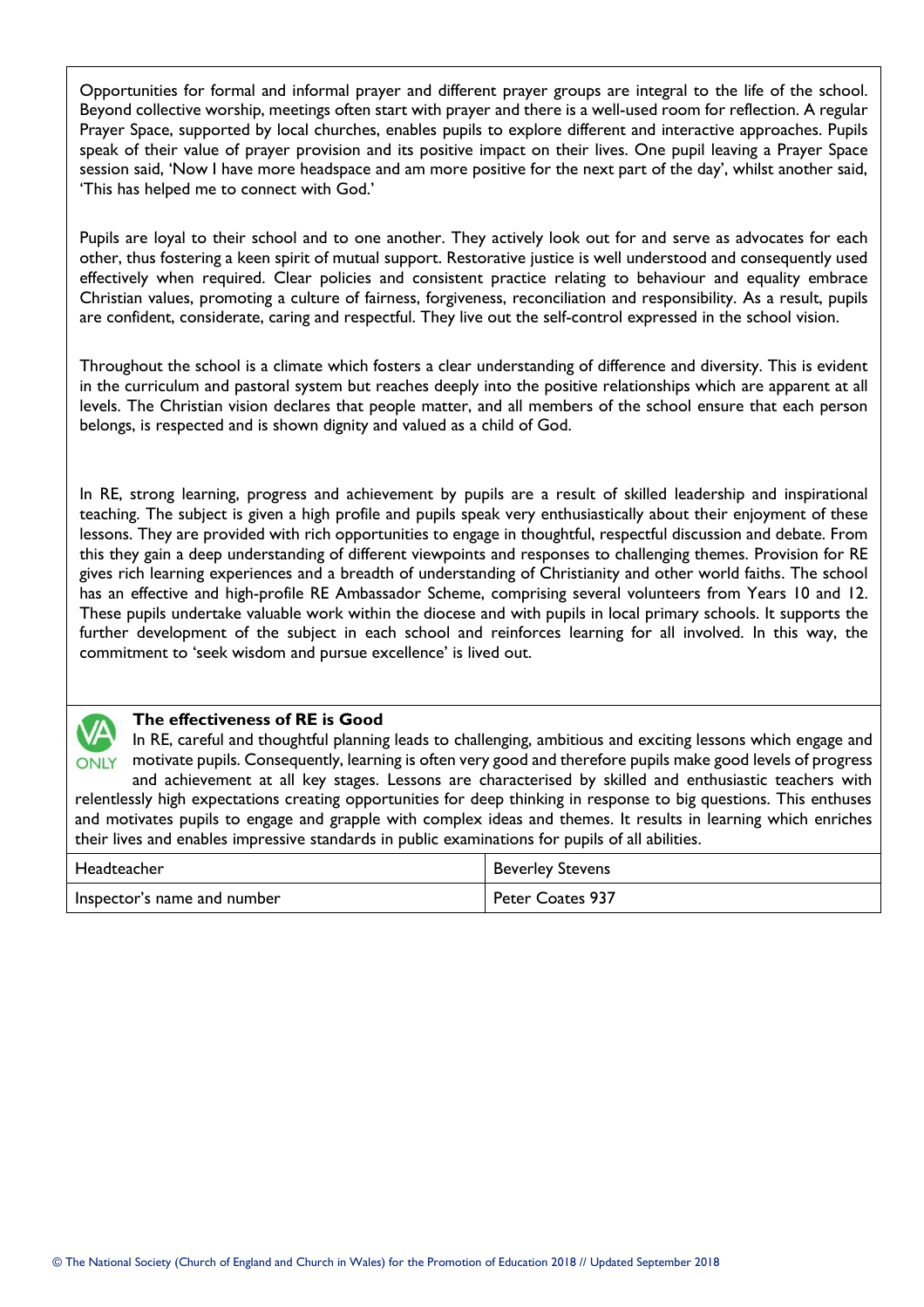Opportunities for formal and informal prayer and different prayer groups are integral to the life of the school. Beyond collective worship, meetings often start with prayer and there is a well-used room for reflection. A regular Prayer Space, supported by local churches, enables pupils to explore different and interactive approaches. Pupils speak of their value of prayer provision and its positive impact on their lives. One pupil leaving a Prayer Space session said, 'Now I have more headspace and am more positive for the next part of the day', whilst another said, 'This has helped me to connect with God.'

Pupils are loyal to their school and to one another. They actively look out for and serve as advocates for each other, thus fostering a keen spirit of mutual support. Restorative justice is well understood and consequently used effectively when required. Clear policies and consistent practice relating to behaviour and equality embrace Christian values, promoting a culture of fairness, forgiveness, reconciliation and responsibility. As a result, pupils are confident, considerate, caring and respectful. They live out the self-control expressed in the school vision.

Throughout the school is a climate which fosters a clear understanding of difference and diversity. This is evident in the curriculum and pastoral system but reaches deeply into the positive relationships which are apparent at all levels. The Christian vision declares that people matter, and all members of the school ensure that each person belongs, is respected and is shown dignity and valued as a child of God.

In RE, strong learning, progress and achievement by pupils are a result of skilled leadership and inspirational teaching. The subject is given a high profile and pupils speak very enthusiastically about their enjoyment of these lessons. They are provided with rich opportunities to engage in thoughtful, respectful discussion and debate. From this they gain a deep understanding of different viewpoints and responses to challenging themes. Provision for RE gives rich learning experiences and a breadth of understanding of Christianity and other world faiths. The school has an effective and high-profile RE Ambassador Scheme, comprising several volunteers from Years 10 and 12. These pupils undertake valuable work within the diocese and with pupils in local primary schools. It supports the further development of the subject in each school and reinforces learning for all involved. In this way, the commitment to 'seek wisdom and pursue excellence' is lived out.

VA ONLY

**The effectiveness of RE is Good**

In RE, careful and thoughtful planning leads to challenging, ambitious and exciting lessons which engage and motivate pupils. Consequently, learning is often very good and therefore pupils make good levels of progress and achievement at all key stages. Lessons are characterised by skilled and enthusiastic teachers with relentlessly high expectations creating opportunities for deep thinking in response to big questions. This enthuses and motivates pupils to engage and grapple with complex ideas and themes. It results in learning which enriches their lives and enables impressive standards in public examinations for pupils of all abilities.

| | |
|---|---|
| Headteacher | Beverley Stevens |
| Inspector's name and number | Peter Coates 937 |

© The National Society (Church of England and Church in Wales) for the Promotion of Education 2018 // Updated September 2018